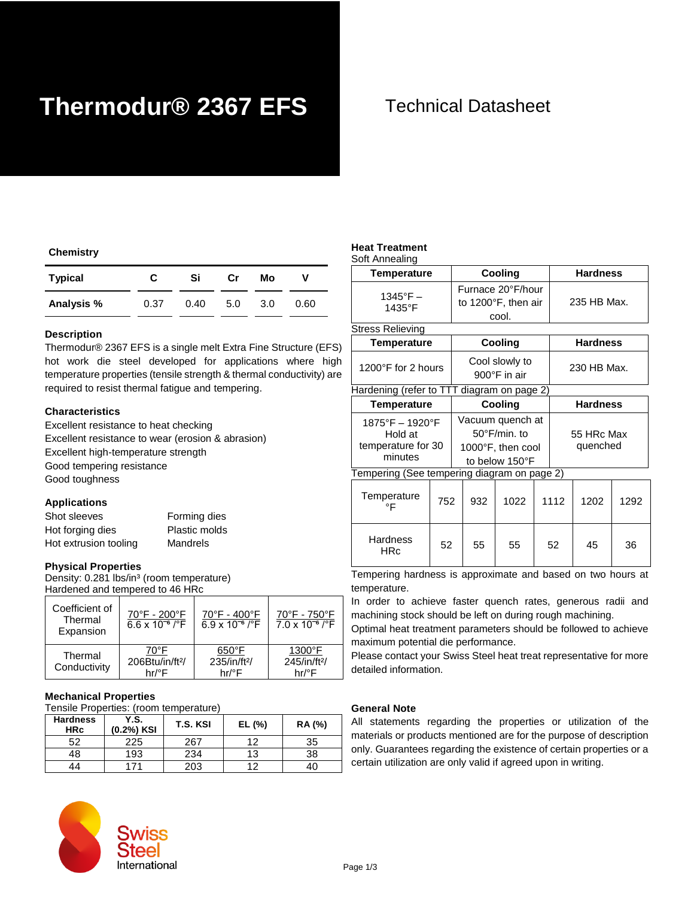# Thermodur® 2367 EFS

Technical Datasheet

## Chemistry

| Typical | C | Si | Cr | Mo | V |
|---|---|---|---|---|---|
| Analysis % | 0.37 | 0.40 | 5.0 | 3.0 | 0.60 |

## Description

Thermodur® 2367 EFS is a single melt Extra Fine Structure (EFS) hot work die steel developed for applications where high temperature properties (tensile strength & thermal conductivity) are required to resist thermal fatigue and tempering.

## Characteristics

Excellent resistance to heat checking
Excellent resistance to wear (erosion & abrasion)
Excellent high-temperature strength
Good tempering resistance
Good toughness

## Applications

| | |
|---|---|
| Shot sleeves | Forming dies |
| Hot forging dies | Plastic molds |
| Hot extrusion tooling | Mandrels |

## Physical Properties

Density: 0.281 lbs/in³ (room temperature)
Hardened and tempered to 46 HRc

| | | | |
|---|---|---|---|
| Coefficient of Thermal Expansion | 70°F - 200°F<br>$6.6 \times 10^{-6}$ /°F | 70°F - 400°F<br>$6.9 \times 10^{-6}$ /°F | 70°F - 750°F<br>$7.0 \times 10^{-6}$ /°F |
| Thermal Conductivity | 70°F<br>206Btu/in/ft²/hr/°F | 650°F<br>235/in/ft²/hr/°F | 1300°F<br>245/in/ft²/hr/°F |

## Mechanical Properties

Tensile Properties: (room temperature)

| Hardness HRc | Y.S. (0.2%) KSI | T.S. KSI | EL (%) | RA (%) |
|---|---|---|---|---|
| 52 | 225 | 267 | 12 | 35 |
| 48 | 193 | 234 | 13 | 38 |
| 44 | 171 | 203 | 12 | 40 |

## Heat Treatment

Soft Annealing

| Temperature | Cooling | Hardness |
|---|---|---|
| 1345°F – 1435°F | Furnace 20°F/hour to 1200°F, then air cool. | 235 HB Max. |

Stress Relieving

| Temperature | Cooling | Hardness |
|---|---|---|
| 1200°F for 2 hours | Cool slowly to 900°F in air | 230 HB Max. |

Hardening (refer to TTT diagram on page 2)

| Temperature | Cooling | Hardness |
|---|---|---|
| 1875°F – 1920°F Hold at temperature for 30 minutes | Vacuum quench at 50°F/min. to 1000°F, then cool to below 150°F | 55 HRc Max quenched |

Tempering (See tempering diagram on page 2)

| Temperature °F | 752 | 932 | 1022 | 1112 | 1202 | 1292 |
|---|---|---|---|---|---|---|
| Hardness HRc | 52 | 55 | 55 | 52 | 45 | 36 |

Tempering hardness is approximate and based on two hours at temperature.

In order to achieve faster quench rates, generous radii and machining stock should be left on during rough machining.

Optimal heat treatment parameters should be followed to achieve maximum potential die performance.

Please contact your Swiss Steel heat treat representative for more detailed information.

## General Note

All statements regarding the properties or utilization of the materials or products mentioned are for the purpose of description only. Guarantees regarding the existence of certain properties or a certain utilization are only valid if agreed upon in writing.

Swiss Steel International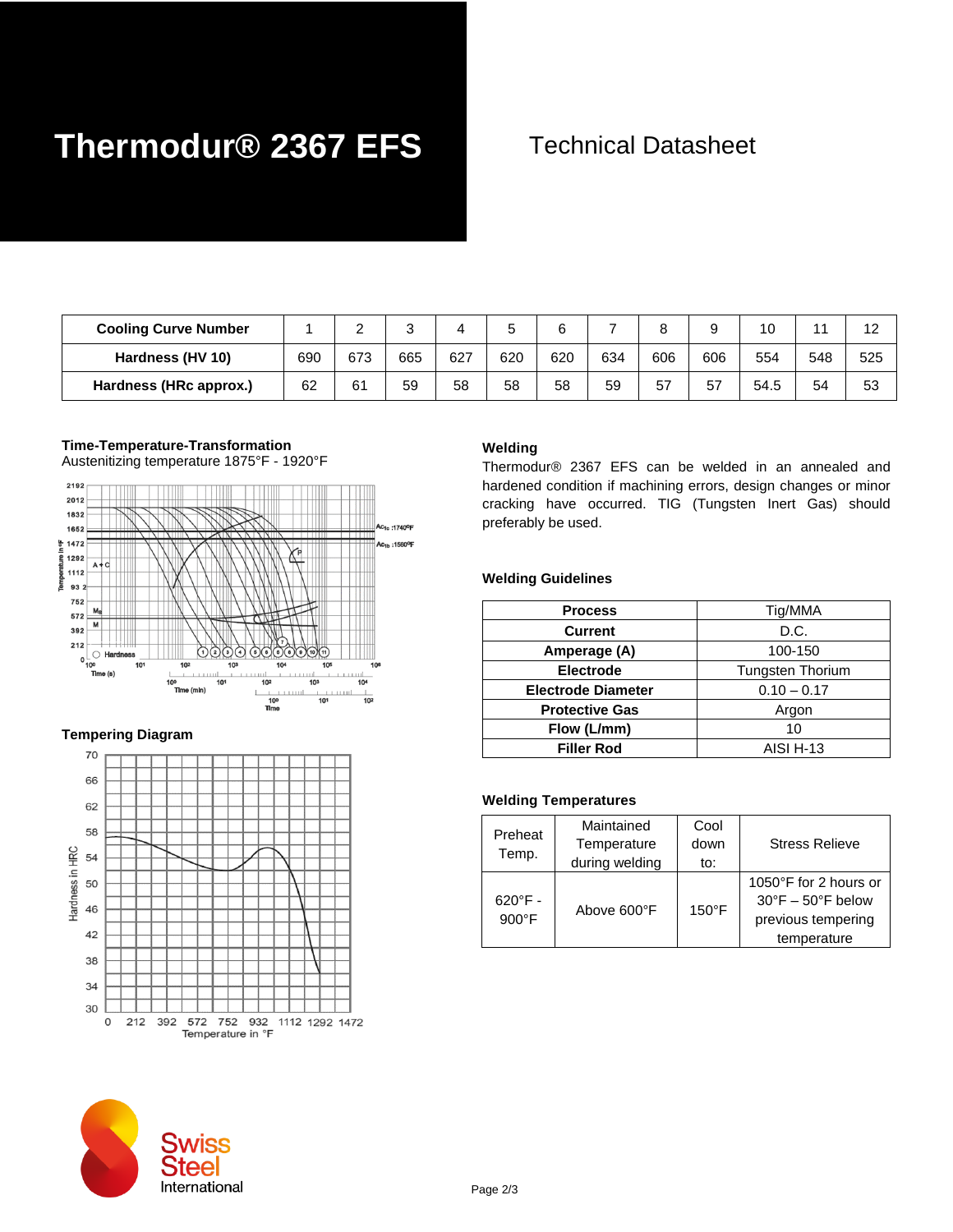# Thermodur® 2367 EFS

Technical Datasheet

| Cooling Curve Number | 1 | 2 | 3 | 4 | 5 | 6 | 7 | 8 | 9 | 10 | 11 | 12 |
|---|---|---|---|---|---|---|---|---|---|---|---|---|
| Hardness (HV 10) | 690 | 673 | 665 | 627 | 620 | 620 | 634 | 606 | 606 | 554 | 548 | 525 |
| Hardness (HRc approx.) | 62 | 61 | 59 | 58 | 58 | 58 | 59 | 57 | 57 | 54.5 | 54 | 53 |

**Time-Temperature-Transformation**

Austenitizing temperature 1875°F - 1920°F

Temperature in °F
2192
2012
1832
1652
1472
1292
1112
93 2
752
572
392
212
0
$Ac_{1c}$ :1740°F
$Ac_{1b}$ :1560°F
A+C
P
Ms
M
Hardness
1 2 3 4 5 6 7 8 9 10 11
$10^0$ $10^1$ $10^2$ $10^3$ $10^4$ $10^5$ $10^6$
Time (s)
$10^0$ $10^1$ $10^2$ $10^3$ $10^4$
Time (min)
$10^0$ $10^1$ $10^2$
Time

**Tempering Diagram**

Hardness in HRC
70
66
62
58
54
50
46
42
38
34
30
0 212 392 572 752 932 1112 1292 1472
Temperature in °F

**Welding**

Thermodur® 2367 EFS can be welded in an annealed and hardened condition if machining errors, design changes or minor cracking have occurred. TIG (Tungsten Inert Gas) should preferably be used.

**Welding Guidelines**

| | |
|---|---|
| **Process** | Tig/MMA |
| **Current** | D.C. |
| **Amperage (A)** | 100-150 |
| **Electrode** | Tungsten Thorium |
| **Electrode Diameter** | 0.10 – 0.17 |
| **Protective Gas** | Argon |
| **Flow (L/mm)** | 10 |
| **Filler Rod** | AISI H-13 |

**Welding Temperatures**

| Preheat Temp. | Maintained Temperature during welding | Cool down to: | Stress Relieve |
|---|---|---|---|
| 620°F - 900°F | Above 600°F | 150°F | 1050°F for 2 hours or 30°F – 50°F below previous tempering temperature |

Swiss Steel International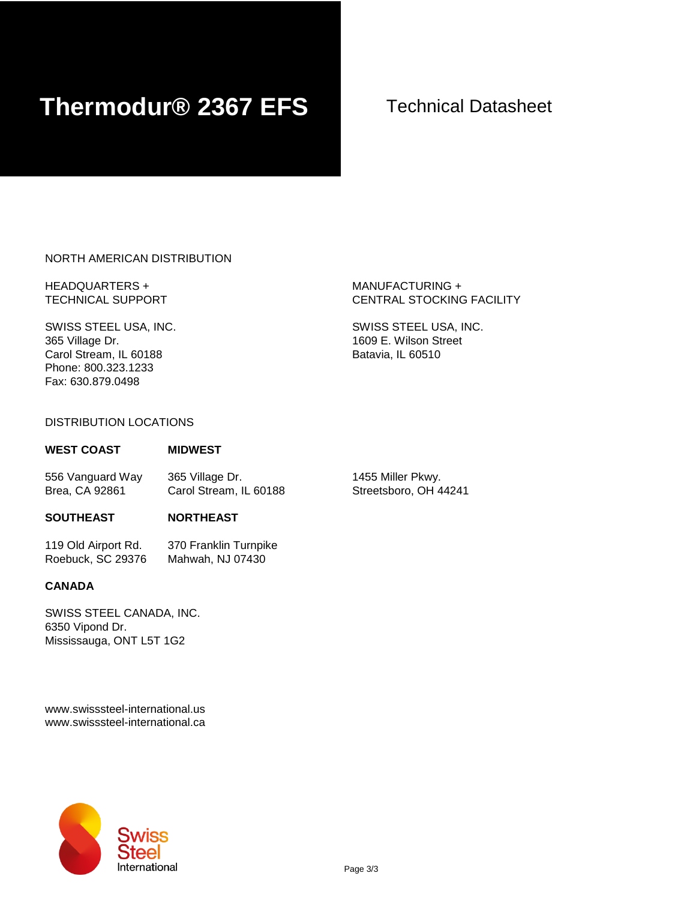# Thermodur® 2367 EFS

Technical Datasheet

NORTH AMERICAN DISTRIBUTION

HEADQUARTERS +
TECHNICAL SUPPORT

SWISS STEEL USA, INC.
365 Village Dr.
Carol Stream, IL 60188
Phone: 800.323.1233
Fax: 630.879.0498

MANUFACTURING +
CENTRAL STOCKING FACILITY

SWISS STEEL USA, INC.
1609 E. Wilson Street
Batavia, IL 60510

DISTRIBUTION LOCATIONS

**WEST COAST**

556 Vanguard Way
Brea, CA 92861

**MIDWEST**

365 Village Dr.
Carol Stream, IL 60188

1455 Miller Pkwy.
Streetsboro, OH 44241

**SOUTHEAST**

119 Old Airport Rd.
Roebuck, SC 29376

**NORTHEAST**

370 Franklin Turnpike
Mahwah, NJ 07430

**CANADA**

SWISS STEEL CANADA, INC.
6350 Vipond Dr.
Mississauga, ONT L5T 1G2

www.swisssteel-international.us
www.swisssteel-international.ca

Swiss Steel International